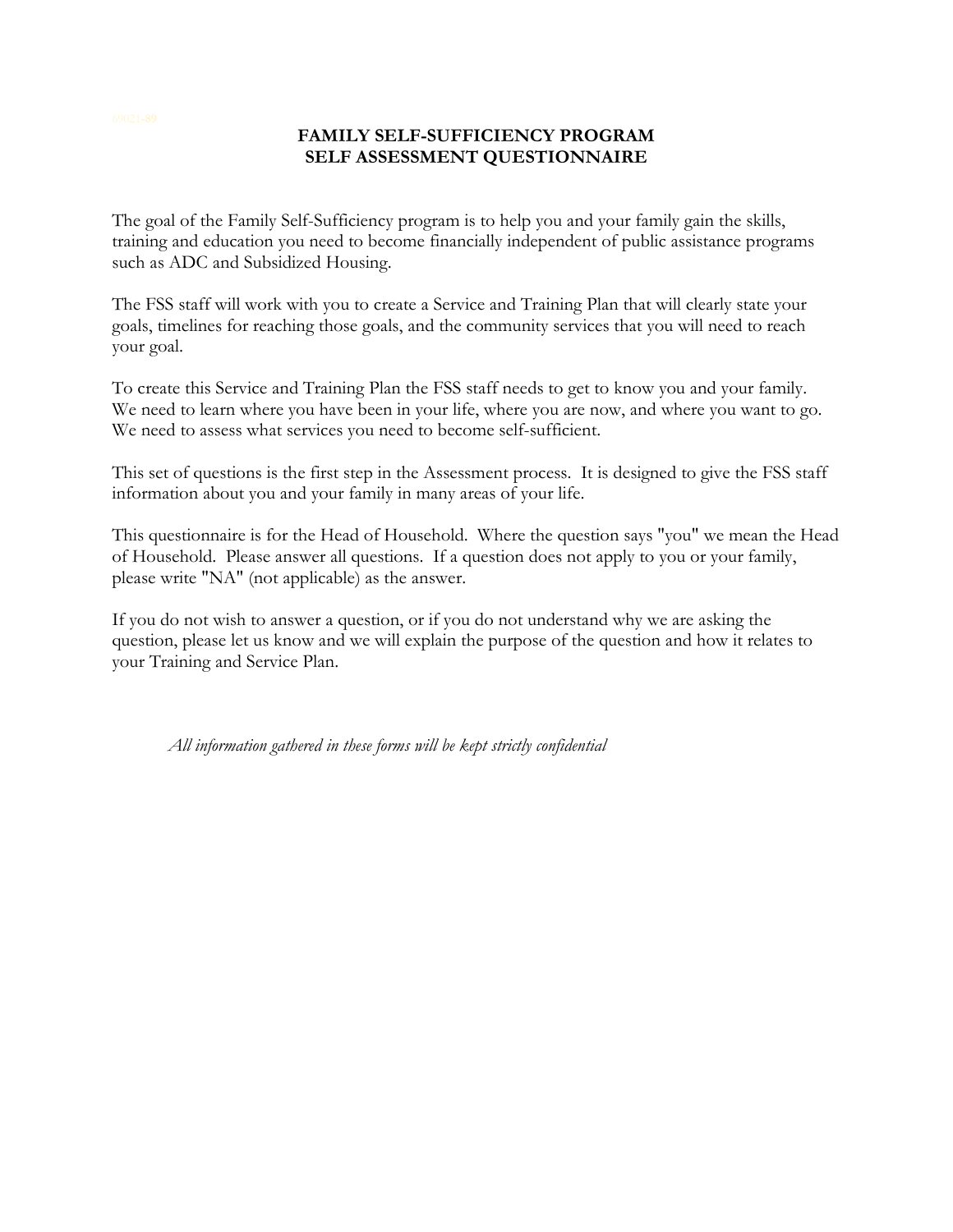# FAMILY SELF-SUFFICIENCY PROGRAM
# SELF ASSESSMENT QUESTIONNAIRE

The goal of the Family Self-Sufficiency program is to help you and your family gain the skills, training and education you need to become financially independent of public assistance programs such as ADC and Subsidized Housing.

The FSS staff will work with you to create a Service and Training Plan that will clearly state your goals, timelines for reaching those goals, and the community services that you will need to reach your goal.

To create this Service and Training Plan the FSS staff needs to get to know you and your family. We need to learn where you have been in your life, where you are now, and where you want to go. We need to assess what services you need to become self-sufficient.

This set of questions is the first step in the Assessment process. It is designed to give the FSS staff information about you and your family in many areas of your life.

This questionnaire is for the Head of Household. Where the question says "you" we mean the Head of Household. Please answer all questions. If a question does not apply to you or your family, please write "NA" (not applicable) as the answer.

If you do not wish to answer a question, or if you do not understand why we are asking the question, please let us know and we will explain the purpose of the question and how it relates to your Training and Service Plan.

*All information gathered in these forms will be kept strictly confidential*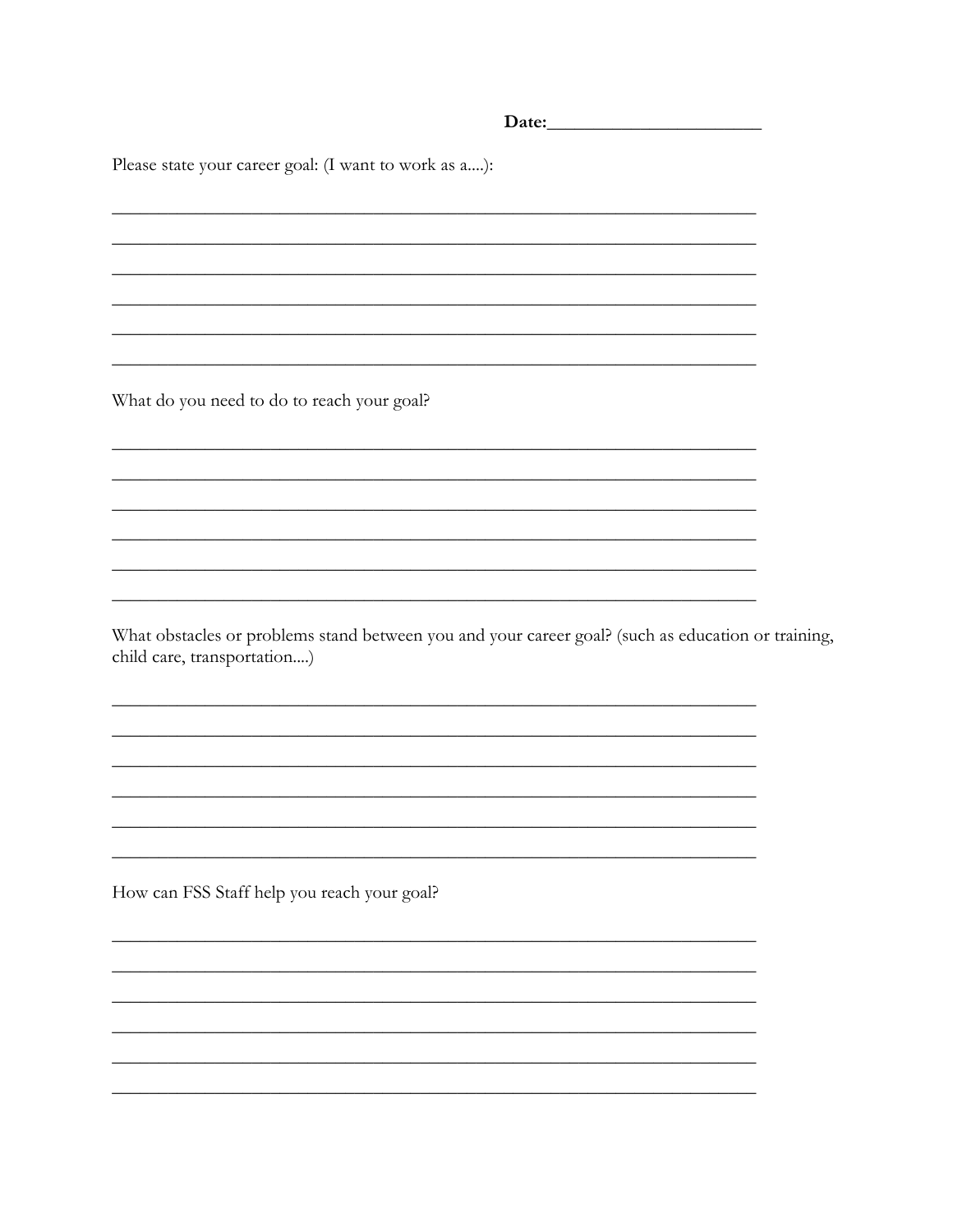**Date:**\_\_\_\_\_\_\_\_\_\_\_\_\_\_\_\_\_\_\_\_\_\_\_\_

Please state your career goal: (I want to work as a....):

\_\_\_\_\_\_\_\_\_\_\_\_\_\_\_\_\_\_\_\_\_\_\_\_\_\_\_\_\_\_\_\_\_\_\_\_\_\_\_\_\_\_\_\_\_\_\_\_\_\_\_\_\_\_\_\_\_\_\_\_\_\_\_\_\_\_\_\_

\_\_\_\_\_\_\_\_\_\_\_\_\_\_\_\_\_\_\_\_\_\_\_\_\_\_\_\_\_\_\_\_\_\_\_\_\_\_\_\_\_\_\_\_\_\_\_\_\_\_\_\_\_\_\_\_\_\_\_\_\_\_\_\_\_\_\_\_

\_\_\_\_\_\_\_\_\_\_\_\_\_\_\_\_\_\_\_\_\_\_\_\_\_\_\_\_\_\_\_\_\_\_\_\_\_\_\_\_\_\_\_\_\_\_\_\_\_\_\_\_\_\_\_\_\_\_\_\_\_\_\_\_\_\_\_\_

\_\_\_\_\_\_\_\_\_\_\_\_\_\_\_\_\_\_\_\_\_\_\_\_\_\_\_\_\_\_\_\_\_\_\_\_\_\_\_\_\_\_\_\_\_\_\_\_\_\_\_\_\_\_\_\_\_\_\_\_\_\_\_\_\_\_\_\_

\_\_\_\_\_\_\_\_\_\_\_\_\_\_\_\_\_\_\_\_\_\_\_\_\_\_\_\_\_\_\_\_\_\_\_\_\_\_\_\_\_\_\_\_\_\_\_\_\_\_\_\_\_\_\_\_\_\_\_\_\_\_\_\_\_\_\_\_

\_\_\_\_\_\_\_\_\_\_\_\_\_\_\_\_\_\_\_\_\_\_\_\_\_\_\_\_\_\_\_\_\_\_\_\_\_\_\_\_\_\_\_\_\_\_\_\_\_\_\_\_\_\_\_\_\_\_\_\_\_\_\_\_\_\_\_\_

What do you need to do to reach your goal?

\_\_\_\_\_\_\_\_\_\_\_\_\_\_\_\_\_\_\_\_\_\_\_\_\_\_\_\_\_\_\_\_\_\_\_\_\_\_\_\_\_\_\_\_\_\_\_\_\_\_\_\_\_\_\_\_\_\_\_\_\_\_\_\_\_\_\_\_

\_\_\_\_\_\_\_\_\_\_\_\_\_\_\_\_\_\_\_\_\_\_\_\_\_\_\_\_\_\_\_\_\_\_\_\_\_\_\_\_\_\_\_\_\_\_\_\_\_\_\_\_\_\_\_\_\_\_\_\_\_\_\_\_\_\_\_\_

\_\_\_\_\_\_\_\_\_\_\_\_\_\_\_\_\_\_\_\_\_\_\_\_\_\_\_\_\_\_\_\_\_\_\_\_\_\_\_\_\_\_\_\_\_\_\_\_\_\_\_\_\_\_\_\_\_\_\_\_\_\_\_\_\_\_\_\_

\_\_\_\_\_\_\_\_\_\_\_\_\_\_\_\_\_\_\_\_\_\_\_\_\_\_\_\_\_\_\_\_\_\_\_\_\_\_\_\_\_\_\_\_\_\_\_\_\_\_\_\_\_\_\_\_\_\_\_\_\_\_\_\_\_\_\_\_

\_\_\_\_\_\_\_\_\_\_\_\_\_\_\_\_\_\_\_\_\_\_\_\_\_\_\_\_\_\_\_\_\_\_\_\_\_\_\_\_\_\_\_\_\_\_\_\_\_\_\_\_\_\_\_\_\_\_\_\_\_\_\_\_\_\_\_\_

\_\_\_\_\_\_\_\_\_\_\_\_\_\_\_\_\_\_\_\_\_\_\_\_\_\_\_\_\_\_\_\_\_\_\_\_\_\_\_\_\_\_\_\_\_\_\_\_\_\_\_\_\_\_\_\_\_\_\_\_\_\_\_\_\_\_\_\_

What obstacles or problems stand between you and your career goal? (such as education or training, child care, transportation....)

\_\_\_\_\_\_\_\_\_\_\_\_\_\_\_\_\_\_\_\_\_\_\_\_\_\_\_\_\_\_\_\_\_\_\_\_\_\_\_\_\_\_\_\_\_\_\_\_\_\_\_\_\_\_\_\_\_\_\_\_\_\_\_\_\_\_\_\_

\_\_\_\_\_\_\_\_\_\_\_\_\_\_\_\_\_\_\_\_\_\_\_\_\_\_\_\_\_\_\_\_\_\_\_\_\_\_\_\_\_\_\_\_\_\_\_\_\_\_\_\_\_\_\_\_\_\_\_\_\_\_\_\_\_\_\_\_

\_\_\_\_\_\_\_\_\_\_\_\_\_\_\_\_\_\_\_\_\_\_\_\_\_\_\_\_\_\_\_\_\_\_\_\_\_\_\_\_\_\_\_\_\_\_\_\_\_\_\_\_\_\_\_\_\_\_\_\_\_\_\_\_\_\_\_\_

\_\_\_\_\_\_\_\_\_\_\_\_\_\_\_\_\_\_\_\_\_\_\_\_\_\_\_\_\_\_\_\_\_\_\_\_\_\_\_\_\_\_\_\_\_\_\_\_\_\_\_\_\_\_\_\_\_\_\_\_\_\_\_\_\_\_\_\_

\_\_\_\_\_\_\_\_\_\_\_\_\_\_\_\_\_\_\_\_\_\_\_\_\_\_\_\_\_\_\_\_\_\_\_\_\_\_\_\_\_\_\_\_\_\_\_\_\_\_\_\_\_\_\_\_\_\_\_\_\_\_\_\_\_\_\_\_

\_\_\_\_\_\_\_\_\_\_\_\_\_\_\_\_\_\_\_\_\_\_\_\_\_\_\_\_\_\_\_\_\_\_\_\_\_\_\_\_\_\_\_\_\_\_\_\_\_\_\_\_\_\_\_\_\_\_\_\_\_\_\_\_\_\_\_\_

How can FSS Staff help you reach your goal?

\_\_\_\_\_\_\_\_\_\_\_\_\_\_\_\_\_\_\_\_\_\_\_\_\_\_\_\_\_\_\_\_\_\_\_\_\_\_\_\_\_\_\_\_\_\_\_\_\_\_\_\_\_\_\_\_\_\_\_\_\_\_\_\_\_\_\_\_

\_\_\_\_\_\_\_\_\_\_\_\_\_\_\_\_\_\_\_\_\_\_\_\_\_\_\_\_\_\_\_\_\_\_\_\_\_\_\_\_\_\_\_\_\_\_\_\_\_\_\_\_\_\_\_\_\_\_\_\_\_\_\_\_\_\_\_\_

\_\_\_\_\_\_\_\_\_\_\_\_\_\_\_\_\_\_\_\_\_\_\_\_\_\_\_\_\_\_\_\_\_\_\_\_\_\_\_\_\_\_\_\_\_\_\_\_\_\_\_\_\_\_\_\_\_\_\_\_\_\_\_\_\_\_\_\_

\_\_\_\_\_\_\_\_\_\_\_\_\_\_\_\_\_\_\_\_\_\_\_\_\_\_\_\_\_\_\_\_\_\_\_\_\_\_\_\_\_\_\_\_\_\_\_\_\_\_\_\_\_\_\_\_\_\_\_\_\_\_\_\_\_\_\_\_

\_\_\_\_\_\_\_\_\_\_\_\_\_\_\_\_\_\_\_\_\_\_\_\_\_\_\_\_\_\_\_\_\_\_\_\_\_\_\_\_\_\_\_\_\_\_\_\_\_\_\_\_\_\_\_\_\_\_\_\_\_\_\_\_\_\_\_\_

\_\_\_\_\_\_\_\_\_\_\_\_\_\_\_\_\_\_\_\_\_\_\_\_\_\_\_\_\_\_\_\_\_\_\_\_\_\_\_\_\_\_\_\_\_\_\_\_\_\_\_\_\_\_\_\_\_\_\_\_\_\_\_\_\_\_\_\_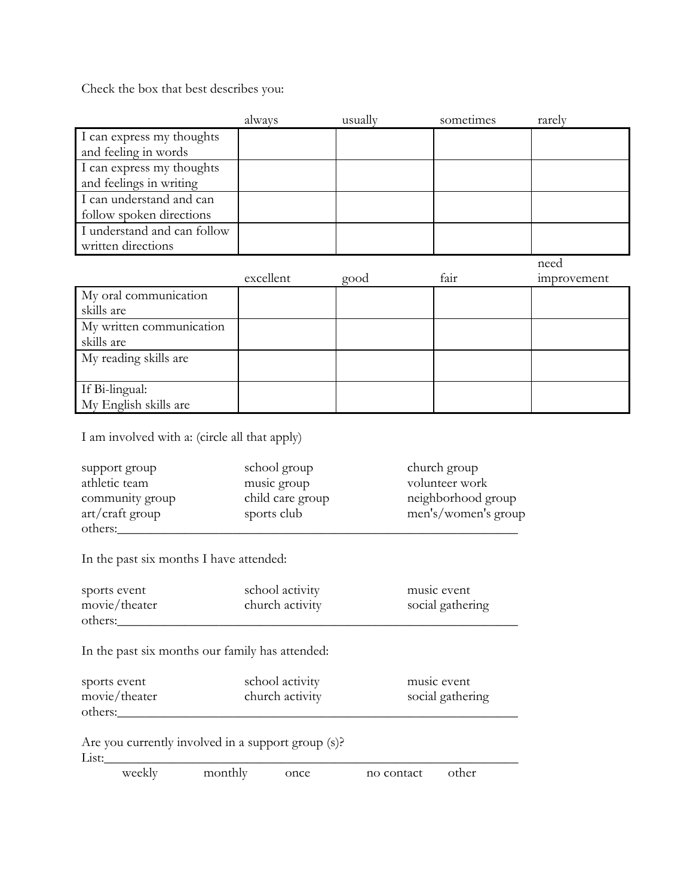Check the box that best describes you:

| | always | usually | sometimes | rarely |
|---|---|---|---|---|
| I can express my thoughts and feeling in words | | | | |
| I can express my thoughts and feelings in writing | | | | |
| I can understand and can follow spoken directions | | | | |
| I understand and can follow written directions | | | | |

| | excellent | good | fair | need improvement |
|---|---|---|---|---|
| My oral communication skills are | | | | |
| My written communication skills are | | | | |
| My reading skills are | | | | |
| If Bi-lingual: My English skills are | | | | |

I am involved with a: (circle all that apply)

support group　　school group　　church group
athletic team　　music group　　volunteer work
community group　　child care group　　neighborhood group
art/craft group　　sports club　　men's/women's group
others:_______________________________________________

In the past six months I have attended:

sports event　　school activity　　music event
movie/theater　　church activity　　social gathering
others:_______________________________________________

In the past six months our family has attended:

sports event　　school activity　　music event
movie/theater　　church activity　　social gathering
others:_______________________________________________

Are you currently involved in a support group (s)?
List:_______________________________________________
weekly　　monthly　　once　　no contact　　other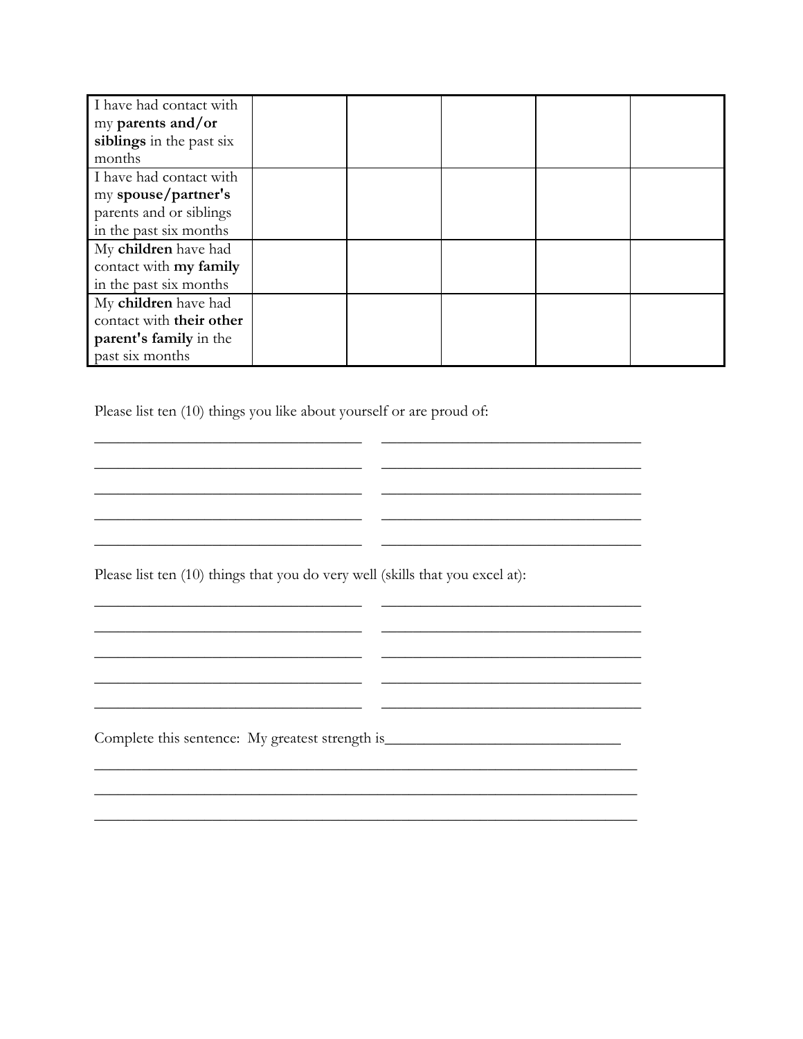| | | | | | |
|---|---|---|---|---|---|
| I have had contact with my **parents and/or siblings** in the past six months | | | | | |
| I have had contact with my **spouse/partner's** parents and or siblings in the past six months | | | | | |
| My **children** have had contact with **my family** in the past six months | | | | | |
| My **children** have had contact with **their other parent's family** in the past six months | | | | | |

Please list ten (10) things you like about yourself or are proud of:

___________________________________ ___________________________________

___________________________________ ___________________________________

___________________________________ ___________________________________

___________________________________ ___________________________________

___________________________________ ___________________________________

Please list ten (10) things that you do very well (skills that you excel at):

___________________________________ ___________________________________

___________________________________ ___________________________________

___________________________________ ___________________________________

___________________________________ ___________________________________

___________________________________ ___________________________________

Complete this sentence: My greatest strength is_______________________________

_______________________________________________________________________

_______________________________________________________________________

_______________________________________________________________________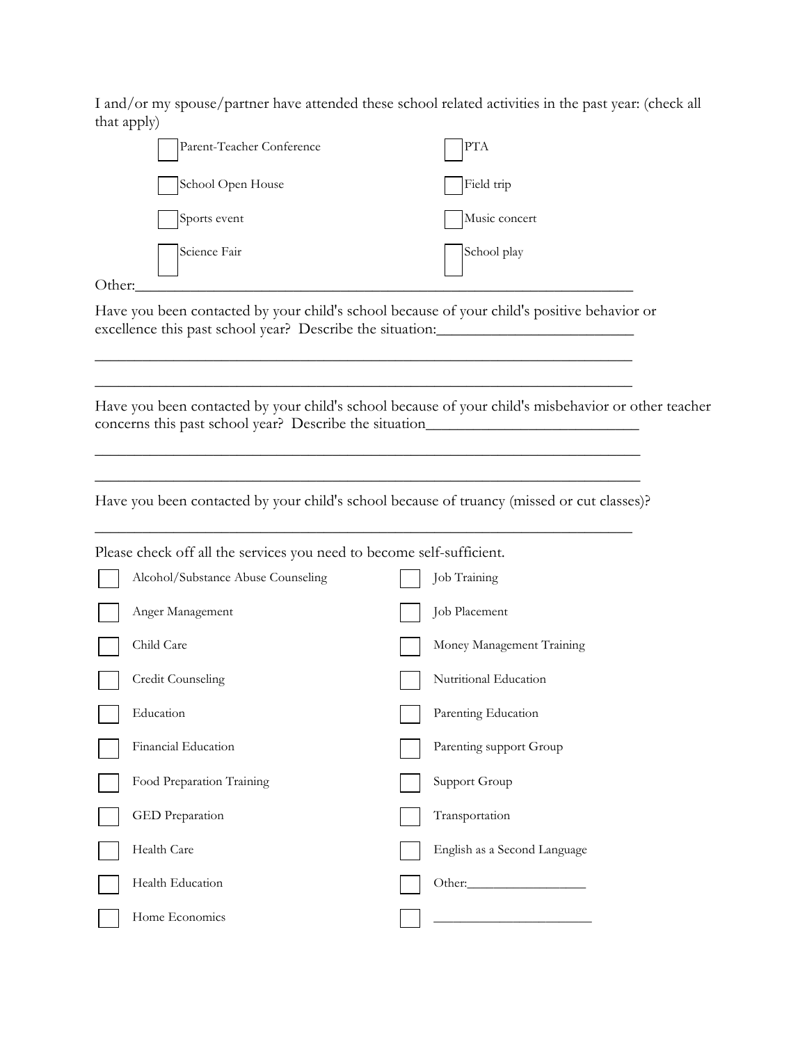I and/or my spouse/partner have attended these school related activities in the past year: (check all that apply)

- [ ] Parent-Teacher Conference
- [ ] PTA
- [ ] School Open House
- [ ] Field trip
- [ ] Sports event
- [ ] Music concert
- [ ] Science Fair
- [ ] School play

Other:_________________________________________________________________

Have you been contacted by your child's school because of your child's positive behavior or excellence this past school year? Describe the situation:_________________________

_________________________________________________________________________

_________________________________________________________________________

Have you been contacted by your child's school because of your child's misbehavior or other teacher concerns this past school year? Describe the situation___________________________

_________________________________________________________________________

_________________________________________________________________________

Have you been contacted by your child's school because of truancy (missed or cut classes)?

_________________________________________________________________________

Please check off all the services you need to become self-sufficient.

- [ ] Alcohol/Substance Abuse Counseling
- [ ] Anger Management
- [ ] Child Care
- [ ] Credit Counseling
- [ ] Education
- [ ] Financial Education
- [ ] Food Preparation Training
- [ ] GED Preparation
- [ ] Health Care
- [ ] Health Education
- [ ] Home Economics
- [ ] Job Training
- [ ] Job Placement
- [ ] Money Management Training
- [ ] Nutritional Education
- [ ] Parenting Education
- [ ] Parenting support Group
- [ ] Support Group
- [ ] Transportation
- [ ] English as a Second Language
- [ ] Other:__________________
- [ ] _______________________